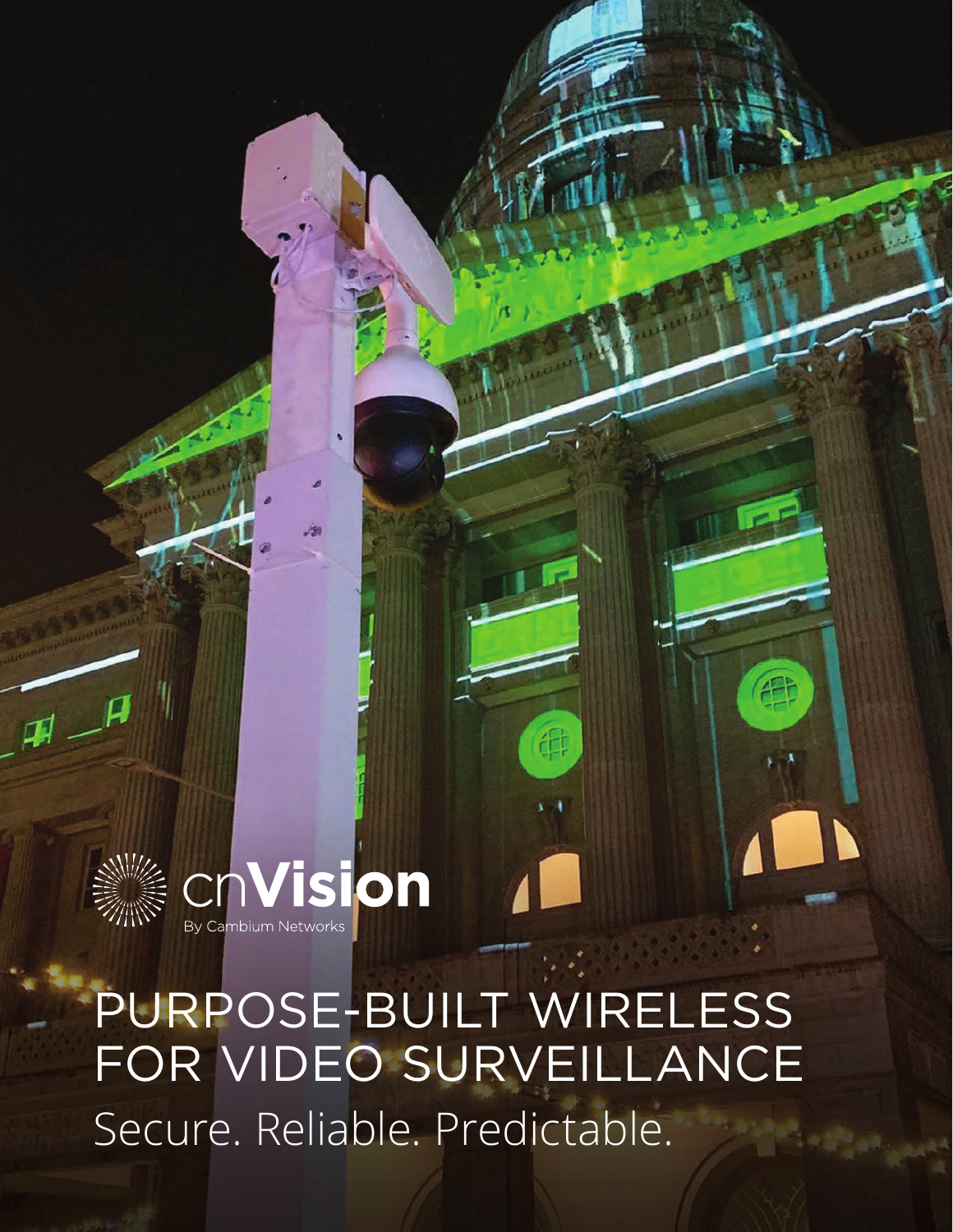cnVision

By Cambium Networks

# PURPOSE-BUILT WIRELESS FOR VIDEO SURVEILLANCE

Secure. Reliable. Predictable.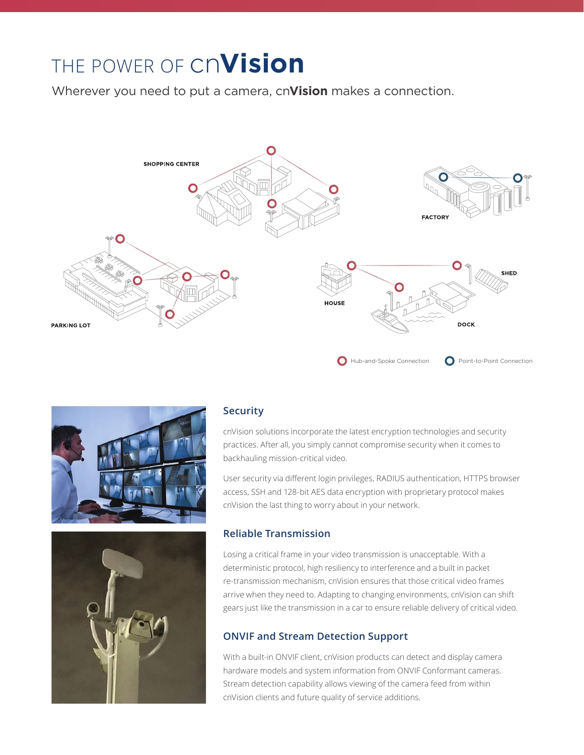# THE POWER OF cn**Vision**

Wherever you need to put a camera, cn**Vision** makes a connection.

SHOPPING CENTER

FACTORY

PARKING LOT

HOUSE

SHED

DOCK

Hub-and-Spoke Connection

Point-to-Point Connection

## Security

cnVision solutions incorporate the latest encryption technologies and security practices. After all, you simply cannot compromise security when it comes to backhauling mission-critical video.

User security via different login privileges, RADIUS authentication, HTTPS browser access, SSH and 128-bit AES data encryption with proprietary protocol makes cnVision the last thing to worry about in your network.

## Reliable Transmission

Losing a critical frame in your video transmission is unacceptable. With a deterministic protocol, high resiliency to interference and a built in packet re-transmission mechanism, cnVision ensures that those critical video frames arrive when they need to. Adapting to changing environments, cnVision can shift gears just like the transmission in a car to ensure reliable delivery of critical video.

## ONVIF and Stream Detection Support

With a built-in ONVIF client, cnVision products can detect and display camera hardware models and system information from ONVIF Conformant cameras. Stream detection capability allows viewing of the camera feed from within cnVision clients and future quality of service additions.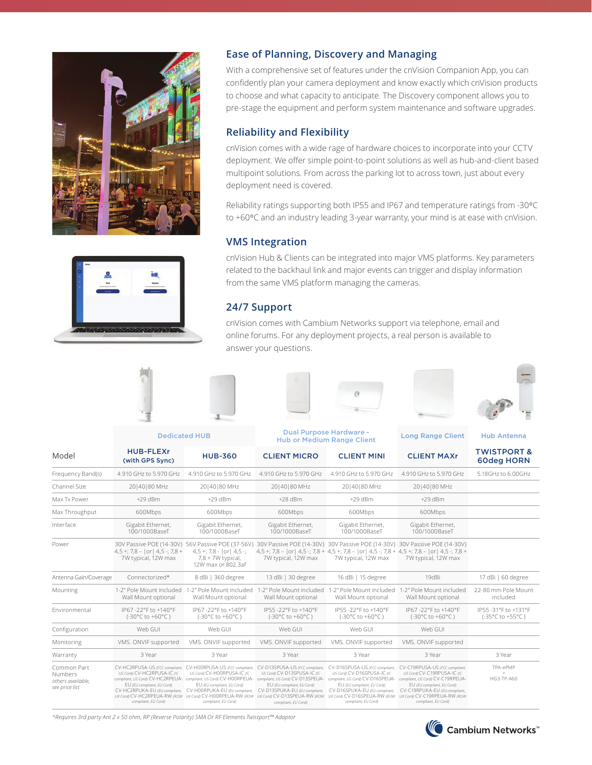## Ease of Planning, Discovery and Managing

With a comprehensive set of features under the cnVision Companion App, you can confidently plan your camera deployment and know exactly which cnVision products to choose and what capacity to anticipate. The Discovery component allows you to pre-stage the equipment and perform system maintenance and software upgrades.

## Reliability and Flexibility

cnVision comes with a wide rage of hardware choices to incorporate into your CCTV deployment. We offer simple point-to-point solutions as well as hub-and-client based multipoint solutions. From across the parking lot to across town, just about every deployment need is covered.

Reliability ratings supporting both IP55 and IP67 and temperature ratings from -30°C to +60°C and an industry leading 3-year warranty, your mind is at ease with cnVision.

## VMS Integration

cnVision Hub & Clients can be integrated into major VMS platforms. Key parameters related to the backhaul link and major events can trigger and display information from the same VMS platform managing the cameras.

## 24/7 Support

cnVision comes with Cambium Networks support via telephone, email and online forums. For any deployment projects, a real person is available to answer your questions.

| | Dedicated HUB | | Dual Purpose Hardware - Hub or Medium Range Client | | Long Range Client | Hub Antenna |
|---|---|---|---|---|---|---|
| **Model** | **HUB-FLEXr (with GPS Sync)** | **HUB-360** | **CLIENT MICRO** | **CLIENT MINI** | **CLIENT MAXr** | **TWISTPORT & 60deg HORN** |
| Frequency Band(s) | 4.910 GHz to 5.970 GHz | 4.910 GHz to 5.970 GHz | 4.910 GHz to 5.970 GHz | 4.910 GHz to 5.970 GHz | 4.910 GHz to 5.970 GHz | 5.18GHz to 6.00GHz |
| Channel Size | 20\|40\|80 MHz | 20\|40\|80 MHz | 20\|40\|80 MHz | 20\|40\|80 MHz | 20\|40\|80 MHz | |
| Max Tx Power | +29 dBm | +29 dBm | +28 dBm | +29 dBm | +29 dBm | |
| Max Throughput | 600Mbps | 600Mbps | 600Mbps | 600Mbps | 600Mbps | |
| Interface | Gigabit Ethernet, 100/1000BaseT | Gigabit Ethernet, 100/1000BaseT | Gigabit Ethernet, 100/1000BaseT | Gigabit Ethernet, 100/1000BaseT | Gigabit Ethernet, 100/1000BaseT | |
| Power | 30V Passive POE (14-30V) 4,5 +; 7,8 – \|or\| 4,5 -; 7,8 + 7W typical, 12W max | 56V Passive POE (37-56V) 4,5 +; 7,8 - \|or\| 4,5 -; 7,8 + 7W typical, 12W max or 802.3af | 30V Passive POE (14-30V) 4,5 +; 7,8 – \|or\| 4,5 -; 7,8 + 7W typical, 12W max | 30V Passive POE (14-30V) 4,5 +; 7,8 – \|or\| 4,5 -; 7,8 + 7W typical, 12W max | 30V Passive POE (14-30V) 4,5 +; 7,8 – \|or\| 4,5 -; 7,8 + 7W typical, 12W max | |
| Antenna Gain/Coverage | Connectorized* | 8 dBi \| 360 degree | 13 dBi \| 30 degree | 16 dBi \| 15 degree | 19dBi | 17 dBi \| 60 degree |
| Mounting | 1-2" Pole Mount included Wall Mount optional | 1-2" Pole Mount included Wall Mount optional | 1-2" Pole Mount included Wall Mount optional | 1-2" Pole Mount included Wall Mount optional | 1-2" Pole Mount included Wall Mount optional | 22-80 mm Pole Mount included |
| Environmental | IP67 -22°F to +140°F (-30°C to +60°C) | IP67 -22°F to +140°F (-30°C to +60°C) | IP55 -22°F to +140°F (-30°C to +60°C) | IP55 -22°F to +140°F (-30°C to +60°C) | IP67 -22°F to +140°F (-30°C to +60°C) | IP55 -31°F to +131°F (-35°C to +55°C) |
| Configuration | Web GUI | Web GUI | Web GUI | Web GUI | Web GUI | |
| Monitoring | VMS. ONVIF supported | VMS. ONVIF supported | VMS. ONVIF supported | VMS. ONVIF supported | VMS. ONVIF supported | |
| Warranty | 3 Year | 3 Year | 3 Year | 3 Year | 3 Year | 3 Year |
| Common Part Numbers *others available, see price list* | CV-HC2RPUSA-US *(FCC compliant, US Cord)* CV-HC2RPUSA-IC *(IC compliant, US Cord)* CV-HC2RPUEA-EU *(EU compliant, EU Cord)* CV-HC2RPUKA-EU *(EU compliant, UK Cord)* CV-HC2RPEUA-RW *(ROW compliant, EU Cord)* | CV-H00RPUSA-US *(FCC compliant, US Cord)* CV-H00RPUSA-IC *(IC compliant, US Cord)* CV-H00RPEUA-EU *(EU compliant, EU Cord)* CV-H00RPUKA-EU *(EU compliant, UK Cord)* CV-H00RPEUA-RW *(ROW compliant, EU Cord)* | CV-D13SPUSA-US *(FCC compliant, US Cord)* CV-D13SPUSA-IC *(IC compliant, US Cord)* CV-D13SPEUA-EU *(EU compliant, EU Cord)* CV-D13SPUKA-EU *(EU compliant, UK Cord)* CV-D13SPEUA-RW *(ROW compliant, EU Cord)* | CV-D16SPUSA-US *(FCC compliant, US Cord)* CV-D16SPUSA-IC *(IC compliant, US Cord)* CV-D16SPEUA-EU *(EU compliant, EU Cord)* CV-D16SPUKA-EU *(EU compliant, UK Cord)* CV-D16SPEUA-RW *(ROW compliant, EU Cord)* | CV-C19RPUSA-US *(FCC compliant, US Cord)* CV-C19RPUSA-IC *(IC compliant, US Cord)* CV-C19RPEUA-EU *(EU compliant, EU Cord)* CV-C19RPUKA-EU *(EU compliant, UK Cord)* CV-C19RPEUA-RW *(ROW compliant, EU Cord)* | TPA-ePMP + HG3-TP-A60 |

*\*Requires 3rd party Ant 2 x 50 ohm, RP (Reverse Polarity) SMA Or RF Elements Twistport™ Adaptor*

Cambium Networks™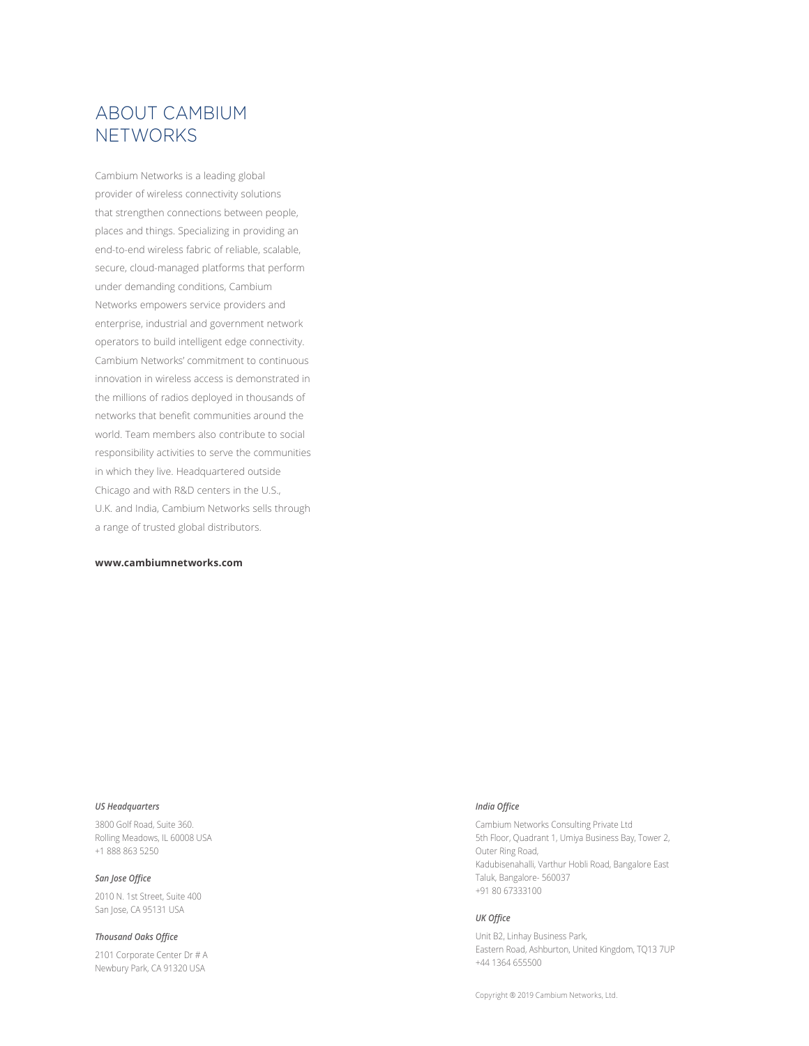# ABOUT CAMBIUM NETWORKS

Cambium Networks is a leading global provider of wireless connectivity solutions that strengthen connections between people, places and things. Specializing in providing an end-to-end wireless fabric of reliable, scalable, secure, cloud-managed platforms that perform under demanding conditions, Cambium Networks empowers service providers and enterprise, industrial and government network operators to build intelligent edge connectivity. Cambium Networks' commitment to continuous innovation in wireless access is demonstrated in the millions of radios deployed in thousands of networks that benefit communities around the world. Team members also contribute to social responsibility activities to serve the communities in which they live. Headquartered outside Chicago and with R&D centers in the U.S., U.K. and India, Cambium Networks sells through a range of trusted global distributors.

**www.cambiumnetworks.com**

***US Headquarters***

3800 Golf Road, Suite 360.
Rolling Meadows, IL 60008 USA
+1 888 863 5250

***San Jose Office***

2010 N. 1st Street, Suite 400
San Jose, CA 95131 USA

***Thousand Oaks Office***

2101 Corporate Center Dr # A
Newbury Park, CA 91320 USA

***India Office***

Cambium Networks Consulting Private Ltd
5th Floor, Quadrant 1, Umiya Business Bay, Tower 2,
Outer Ring Road,
Kadubisenahalli, Varthur Hobli Road, Bangalore East Taluk, Bangalore- 560037
+91 80 67333100

***UK Office***

Unit B2, Linhay Business Park,
Eastern Road, Ashburton, United Kingdom, TQ13 7UP
+44 1364 655500

Copyright ® 2019 Cambium Networks, Ltd.